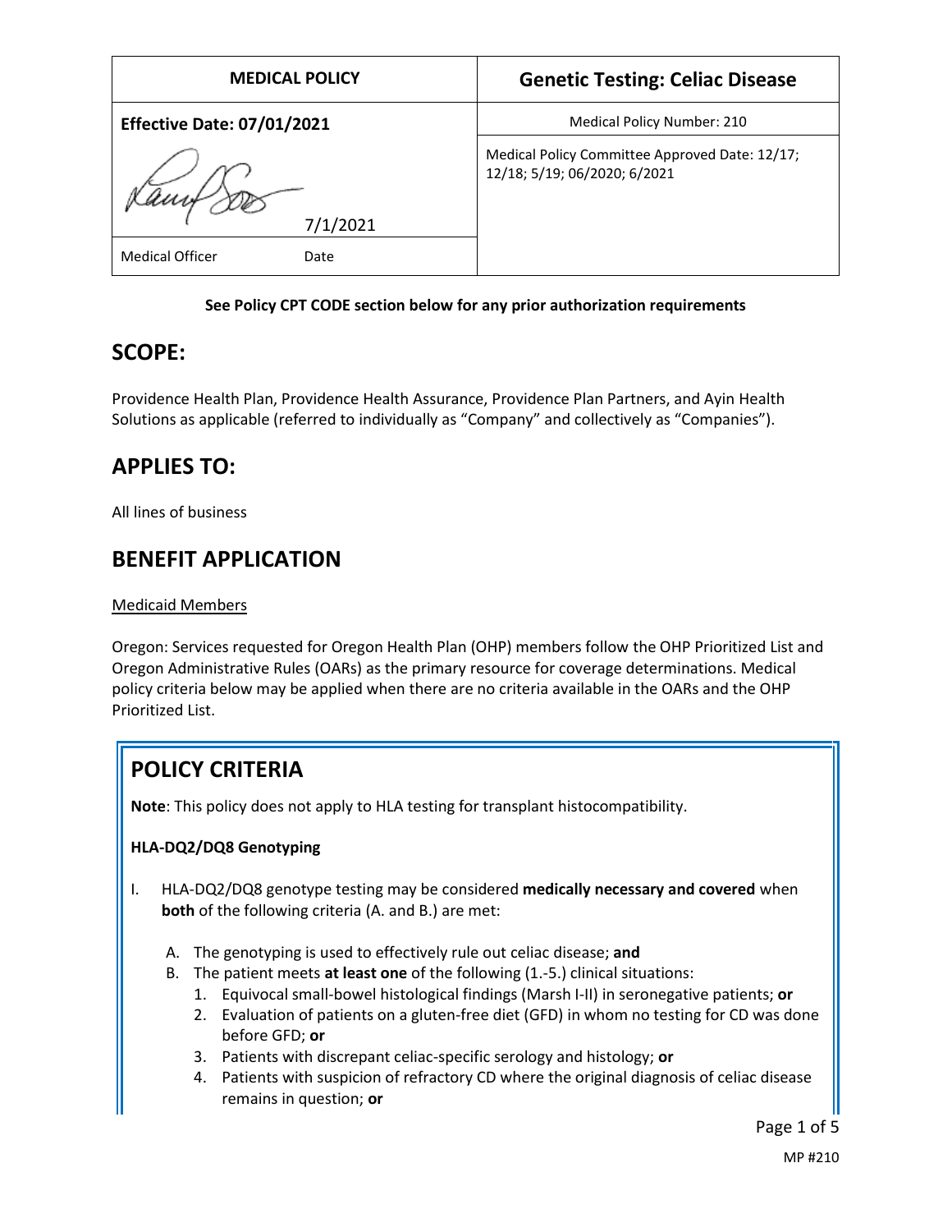| MEDICAL POLICY | Genetic Testing: Celiac Disease |
|---|---|
| **Effective Date: 07/01/2021** | Medical Policy Number: 210 |
| 7/1/2021 | Medical Policy Committee Approved Date: 12/17; 12/18; 5/19; 06/2020; 6/2021 |
| Medical Officer Date | |

**See Policy CPT CODE section below for any prior authorization requirements**

## SCOPE:

Providence Health Plan, Providence Health Assurance, Providence Plan Partners, and Ayin Health Solutions as applicable (referred to individually as "Company" and collectively as "Companies").

## APPLIES TO:

All lines of business

## BENEFIT APPLICATION

Medicaid Members

Oregon: Services requested for Oregon Health Plan (OHP) members follow the OHP Prioritized List and Oregon Administrative Rules (OARs) as the primary resource for coverage determinations. Medical policy criteria below may be applied when there are no criteria available in the OARs and the OHP Prioritized List.

## POLICY CRITERIA

**Note**: This policy does not apply to HLA testing for transplant histocompatibility.

### HLA-DQ2/DQ8 Genotyping

I. HLA-DQ2/DQ8 genotype testing may be considered **medically necessary and covered** when **both** of the following criteria (A. and B.) are met:

   A. The genotyping is used to effectively rule out celiac disease; **and**
   B. The patient meets **at least one** of the following (1.-5.) clinical situations:
      1. Equivocal small-bowel histological findings (Marsh I-II) in seronegative patients; **or**
      2. Evaluation of patients on a gluten-free diet (GFD) in whom no testing for CD was done before GFD; **or**
      3. Patients with discrepant celiac-specific serology and histology; **or**
      4. Patients with suspicion of refractory CD where the original diagnosis of celiac disease remains in question; **or**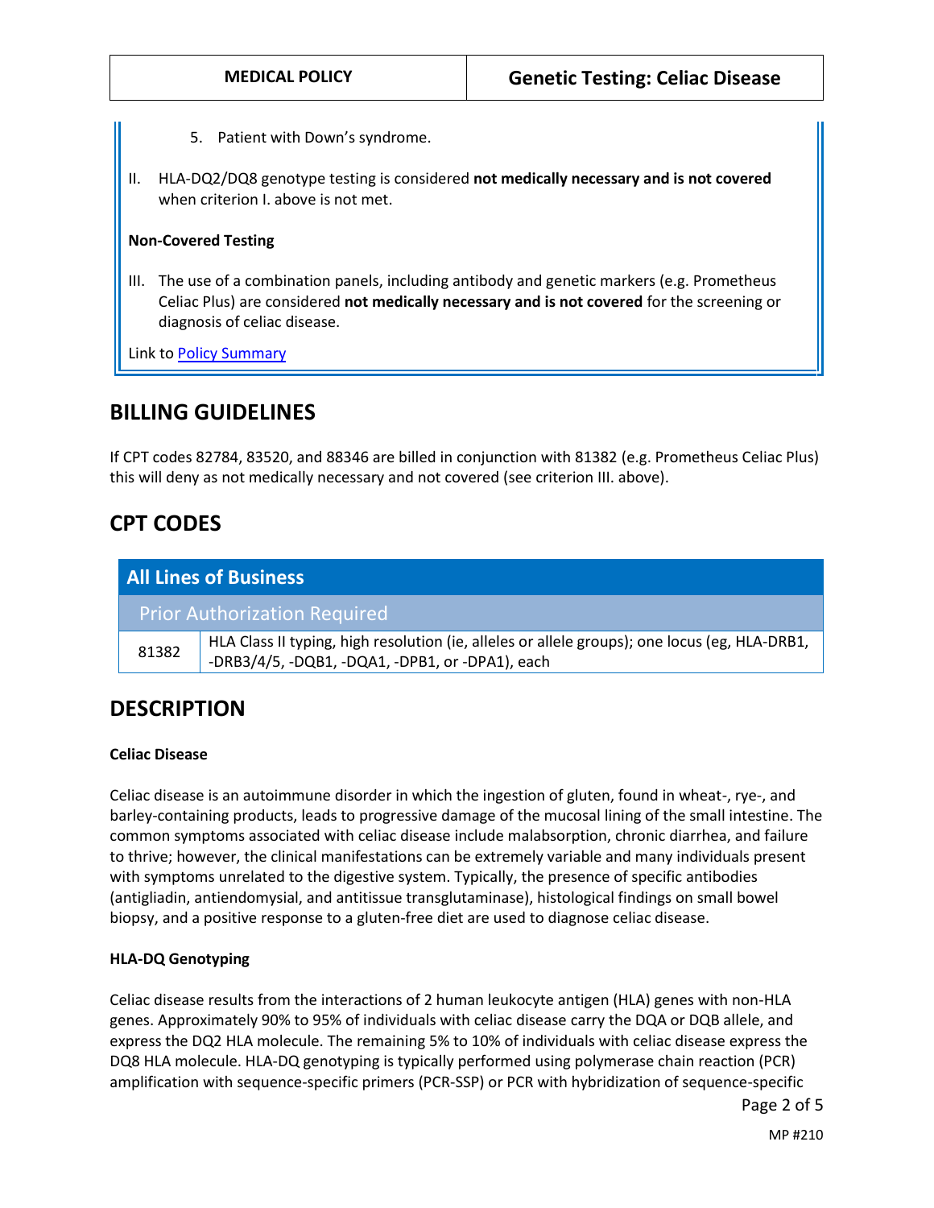5. Patient with Down's syndrome.

II. HLA-DQ2/DQ8 genotype testing is considered **not medically necessary and is not covered** when criterion I. above is not met.

**Non-Covered Testing**

III. The use of a combination panels, including antibody and genetic markers (e.g. Prometheus Celiac Plus) are considered **not medically necessary and is not covered** for the screening or diagnosis of celiac disease.

Link to Policy Summary

## BILLING GUIDELINES

If CPT codes 82784, 83520, and 88346 are billed in conjunction with 81382 (e.g. Prometheus Celiac Plus) this will deny as not medically necessary and not covered (see criterion III. above).

## CPT CODES

| All Lines of Business | |
|---|---|
| Prior Authorization Required | |
| 81382 | HLA Class II typing, high resolution (ie, alleles or allele groups); one locus (eg, HLA-DRB1, -DRB3/4/5, -DQB1, -DQA1, -DPB1, or -DPA1), each |

## DESCRIPTION

### Celiac Disease

Celiac disease is an autoimmune disorder in which the ingestion of gluten, found in wheat-, rye-, and barley-containing products, leads to progressive damage of the mucosal lining of the small intestine. The common symptoms associated with celiac disease include malabsorption, chronic diarrhea, and failure to thrive; however, the clinical manifestations can be extremely variable and many individuals present with symptoms unrelated to the digestive system. Typically, the presence of specific antibodies (antigliadin, antiendomysial, and antitissue transglutaminase), histological findings on small bowel biopsy, and a positive response to a gluten-free diet are used to diagnose celiac disease.

### HLA-DQ Genotyping

Celiac disease results from the interactions of 2 human leukocyte antigen (HLA) genes with non-HLA genes. Approximately 90% to 95% of individuals with celiac disease carry the DQA or DQB allele, and express the DQ2 HLA molecule. The remaining 5% to 10% of individuals with celiac disease express the DQ8 HLA molecule. HLA-DQ genotyping is typically performed using polymerase chain reaction (PCR) amplification with sequence-specific primers (PCR-SSP) or PCR with hybridization of sequence-specific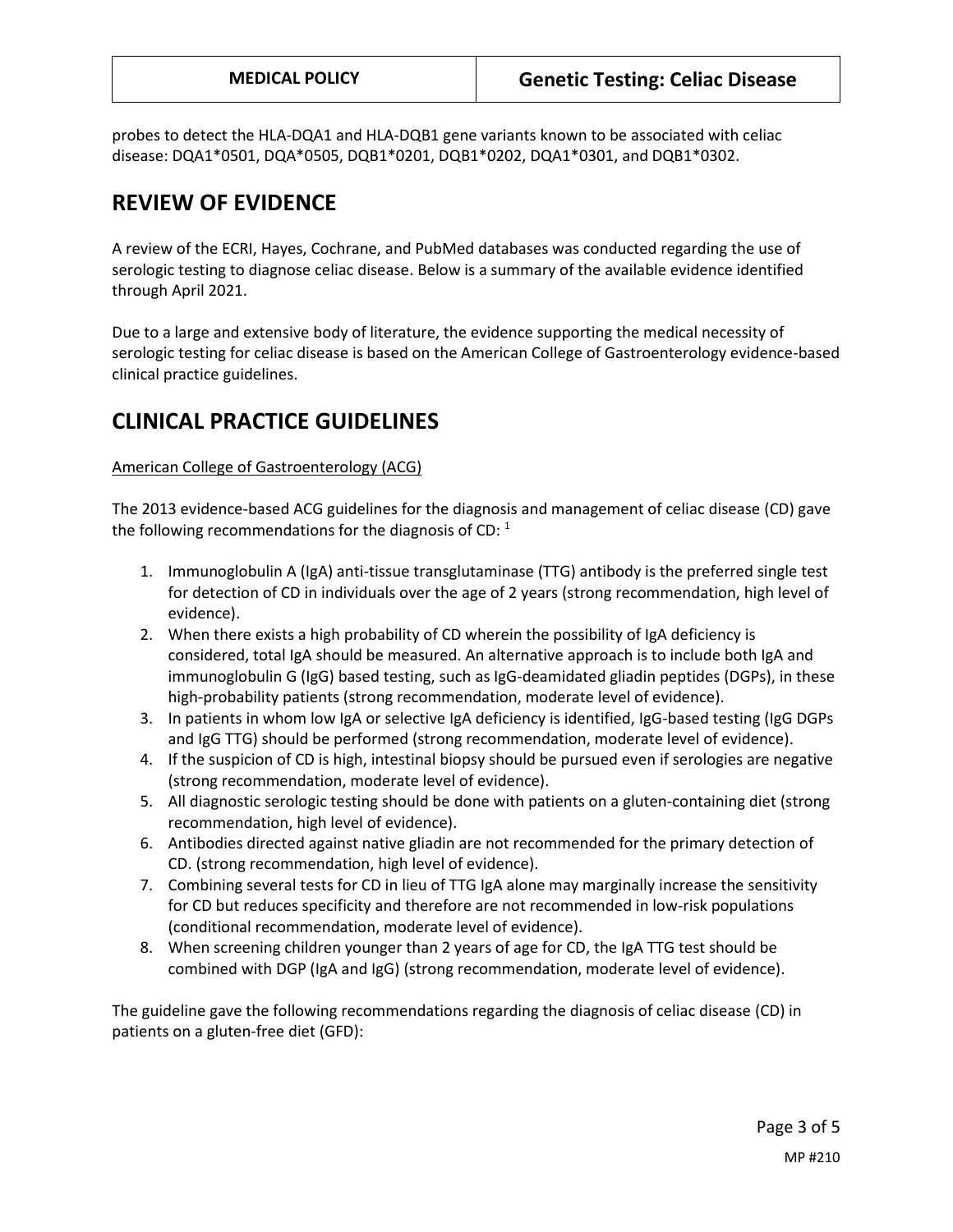probes to detect the HLA-DQA1 and HLA-DQB1 gene variants known to be associated with celiac disease: DQA1*0501, DQA*0505, DQB1*0201, DQB1*0202, DQA1*0301, and DQB1*0302.

## REVIEW OF EVIDENCE

A review of the ECRI, Hayes, Cochrane, and PubMed databases was conducted regarding the use of serologic testing to diagnose celiac disease. Below is a summary of the available evidence identified through April 2021.

Due to a large and extensive body of literature, the evidence supporting the medical necessity of serologic testing for celiac disease is based on the American College of Gastroenterology evidence-based clinical practice guidelines.

## CLINICAL PRACTICE GUIDELINES

American College of Gastroenterology (ACG)

The 2013 evidence-based ACG guidelines for the diagnosis and management of celiac disease (CD) gave the following recommendations for the diagnosis of CD: [1]

1. Immunoglobulin A (IgA) anti-tissue transglutaminase (TTG) antibody is the preferred single test for detection of CD in individuals over the age of 2 years (strong recommendation, high level of evidence).
2. When there exists a high probability of CD wherein the possibility of IgA deficiency is considered, total IgA should be measured. An alternative approach is to include both IgA and immunoglobulin G (IgG) based testing, such as IgG-deamidated gliadin peptides (DGPs), in these high-probability patients (strong recommendation, moderate level of evidence).
3. In patients in whom low IgA or selective IgA deficiency is identified, IgG-based testing (IgG DGPs and IgG TTG) should be performed (strong recommendation, moderate level of evidence).
4. If the suspicion of CD is high, intestinal biopsy should be pursued even if serologies are negative (strong recommendation, moderate level of evidence).
5. All diagnostic serologic testing should be done with patients on a gluten-containing diet (strong recommendation, high level of evidence).
6. Antibodies directed against native gliadin are not recommended for the primary detection of CD. (strong recommendation, high level of evidence).
7. Combining several tests for CD in lieu of TTG IgA alone may marginally increase the sensitivity for CD but reduces specificity and therefore are not recommended in low-risk populations (conditional recommendation, moderate level of evidence).
8. When screening children younger than 2 years of age for CD, the IgA TTG test should be combined with DGP (IgA and IgG) (strong recommendation, moderate level of evidence).

The guideline gave the following recommendations regarding the diagnosis of celiac disease (CD) in patients on a gluten-free diet (GFD):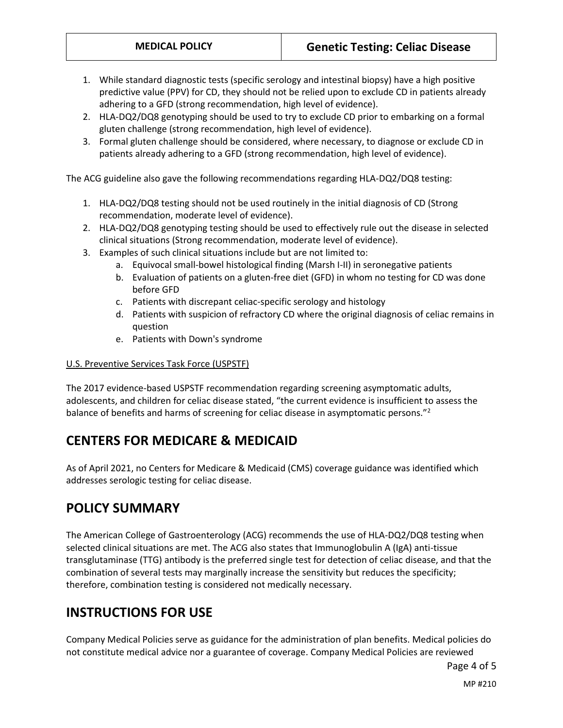1. While standard diagnostic tests (specific serology and intestinal biopsy) have a high positive predictive value (PPV) for CD, they should not be relied upon to exclude CD in patients already adhering to a GFD (strong recommendation, high level of evidence).
2. HLA-DQ2/DQ8 genotyping should be used to try to exclude CD prior to embarking on a formal gluten challenge (strong recommendation, high level of evidence).
3. Formal gluten challenge should be considered, where necessary, to diagnose or exclude CD in patients already adhering to a GFD (strong recommendation, high level of evidence).

The ACG guideline also gave the following recommendations regarding HLA-DQ2/DQ8 testing:

1. HLA-DQ2/DQ8 testing should not be used routinely in the initial diagnosis of CD (Strong recommendation, moderate level of evidence).
2. HLA-DQ2/DQ8 genotyping testing should be used to effectively rule out the disease in selected clinical situations (Strong recommendation, moderate level of evidence).
3. Examples of such clinical situations include but are not limited to:
   a. Equivocal small-bowel histological finding (Marsh I-II) in seronegative patients
   b. Evaluation of patients on a gluten-free diet (GFD) in whom no testing for CD was done before GFD
   c. Patients with discrepant celiac-specific serology and histology
   d. Patients with suspicion of refractory CD where the original diagnosis of celiac remains in question
   e. Patients with Down's syndrome

U.S. Preventive Services Task Force (USPSTF)

The 2017 evidence-based USPSTF recommendation regarding screening asymptomatic adults, adolescents, and children for celiac disease stated, "the current evidence is insufficient to assess the balance of benefits and harms of screening for celiac disease in asymptomatic persons."[2]

## CENTERS FOR MEDICARE & MEDICAID

As of April 2021, no Centers for Medicare & Medicaid (CMS) coverage guidance was identified which addresses serologic testing for celiac disease.

## POLICY SUMMARY

The American College of Gastroenterology (ACG) recommends the use of HLA-DQ2/DQ8 testing when selected clinical situations are met. The ACG also states that Immunoglobulin A (IgA) anti-tissue transglutaminase (TTG) antibody is the preferred single test for detection of celiac disease, and that the combination of several tests may marginally increase the sensitivity but reduces the specificity; therefore, combination testing is considered not medically necessary.

## INSTRUCTIONS FOR USE

Company Medical Policies serve as guidance for the administration of plan benefits. Medical policies do not constitute medical advice nor a guarantee of coverage. Company Medical Policies are reviewed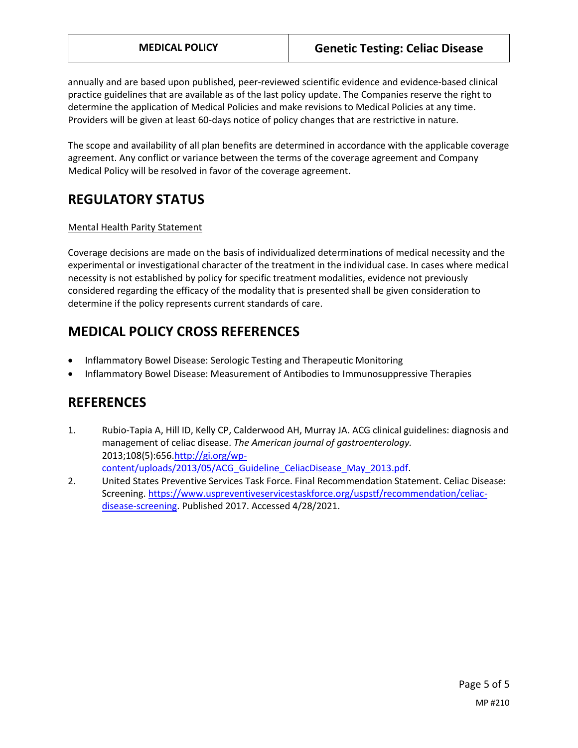annually and are based upon published, peer-reviewed scientific evidence and evidence-based clinical practice guidelines that are available as of the last policy update. The Companies reserve the right to determine the application of Medical Policies and make revisions to Medical Policies at any time. Providers will be given at least 60-days notice of policy changes that are restrictive in nature.

The scope and availability of all plan benefits are determined in accordance with the applicable coverage agreement. Any conflict or variance between the terms of the coverage agreement and Company Medical Policy will be resolved in favor of the coverage agreement.

# REGULATORY STATUS

Mental Health Parity Statement

Coverage decisions are made on the basis of individualized determinations of medical necessity and the experimental or investigational character of the treatment in the individual case. In cases where medical necessity is not established by policy for specific treatment modalities, evidence not previously considered regarding the efficacy of the modality that is presented shall be given consideration to determine if the policy represents current standards of care.

# MEDICAL POLICY CROSS REFERENCES

- Inflammatory Bowel Disease: Serologic Testing and Therapeutic Monitoring
- Inflammatory Bowel Disease: Measurement of Antibodies to Immunosuppressive Therapies

# REFERENCES

1. Rubio-Tapia A, Hill ID, Kelly CP, Calderwood AH, Murray JA. ACG clinical guidelines: diagnosis and management of celiac disease. *The American journal of gastroenterology.* 2013;108(5):656.http://gi.org/wp-content/uploads/2013/05/ACG_Guideline_CeliacDisease_May_2013.pdf.
2. United States Preventive Services Task Force. Final Recommendation Statement. Celiac Disease: Screening. https://www.uspreventiveservicestaskforce.org/uspstf/recommendation/celiac-disease-screening. Published 2017. Accessed 4/28/2021.